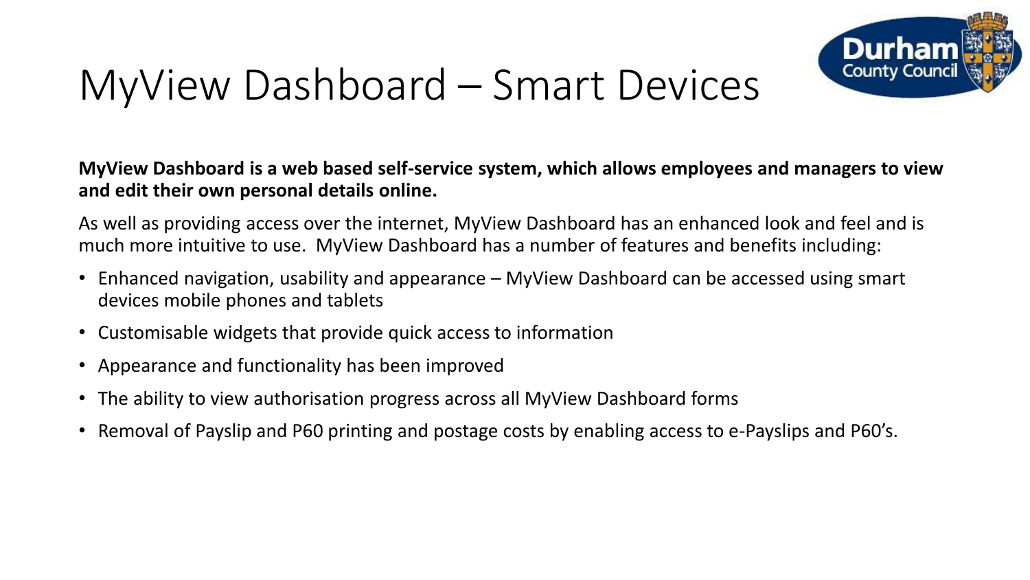# MyView Dashboard – Smart Devices

**MyView Dashboard is a web based self-service system, which allows employees and managers to view and edit their own personal details online.**

As well as providing access over the internet, MyView Dashboard has an enhanced look and feel and is much more intuitive to use. MyView Dashboard has a number of features and benefits including:

- Enhanced navigation, usability and appearance – MyView Dashboard can be accessed using smart devices mobile phones and tablets
- Customisable widgets that provide quick access to information
- Appearance and functionality has been improved
- The ability to view authorisation progress across all MyView Dashboard forms
- Removal of Payslip and P60 printing and postage costs by enabling access to e-Payslips and P60's.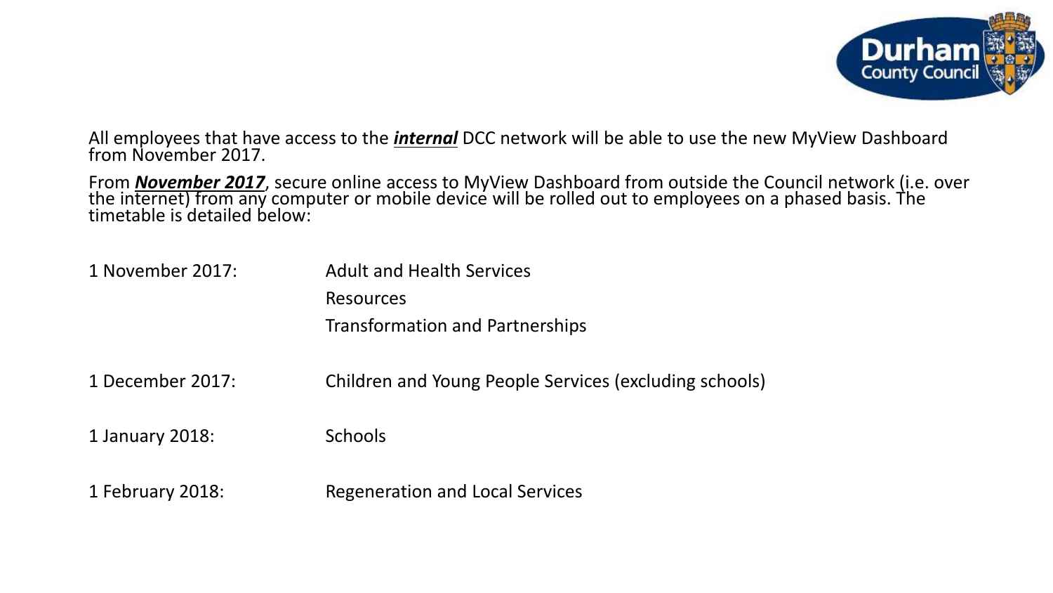All employees that have access to the ***internal*** DCC network will be able to use the new MyView Dashboard from November 2017.

From ***November 2017***, secure online access to MyView Dashboard from outside the Council network (i.e. over the internet) from any computer or mobile device will be rolled out to employees on a phased basis. The timetable is detailed below:

| | |
|---|---|
| 1 November 2017: | Adult and Health Services<br>Resources<br>Transformation and Partnerships |
| 1 December 2017: | Children and Young People Services (excluding schools) |
| 1 January 2018: | Schools |
| 1 February 2018: | Regeneration and Local Services |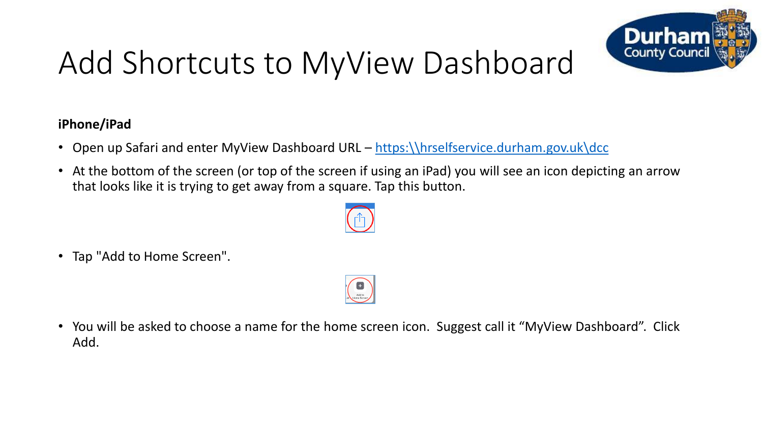# Add Shortcuts to MyView Dashboard

**iPhone/iPad**

- Open up Safari and enter MyView Dashboard URL – https:\\hrselfservice.durham.gov.uk\dcc
- At the bottom of the screen (or top of the screen if using an iPad) you will see an icon depicting an arrow that looks like it is trying to get away from a square. Tap this button.
- Tap "Add to Home Screen".
- You will be asked to choose a name for the home screen icon. Suggest call it "MyView Dashboard". Click Add.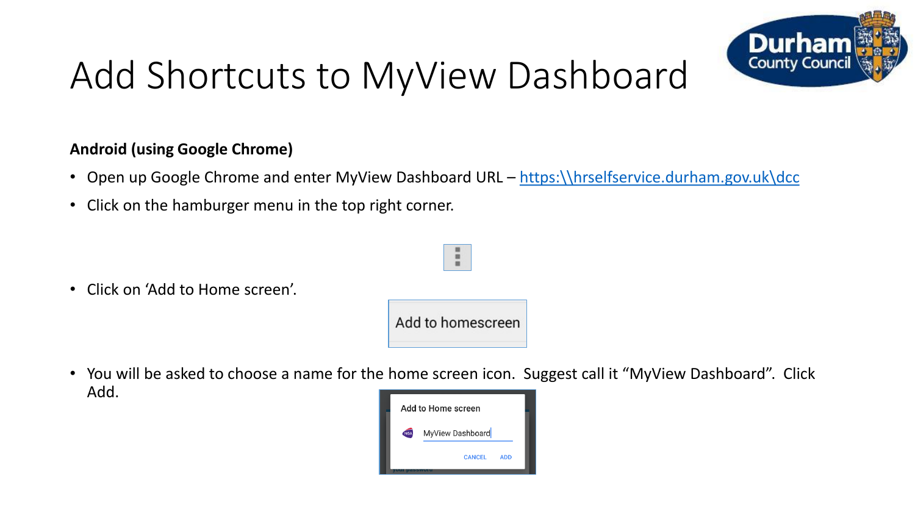# Add Shortcuts to MyView Dashboard

**Android (using Google Chrome)**

- Open up Google Chrome and enter MyView Dashboard URL – https:\\hrselfservice.durham.gov.uk\dcc
- Click on the hamburger menu in the top right corner.
- Click on 'Add to Home screen'.
- You will be asked to choose a name for the home screen icon. Suggest call it "MyView Dashboard". Click Add.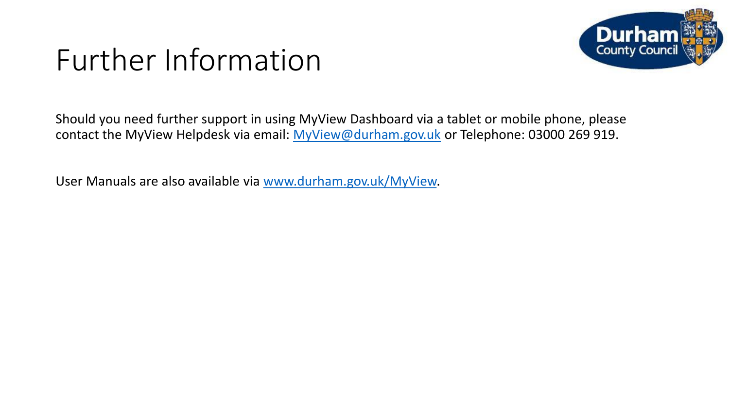# Further Information

Should you need further support in using MyView Dashboard via a tablet or mobile phone, please contact the MyView Helpdesk via email: [MyView@durham.gov.uk](mailto:MyView@durham.gov.uk) or Telephone: 03000 269 919.

User Manuals are also available via [www.durham.gov.uk/MyView](http://www.durham.gov.uk/MyView).